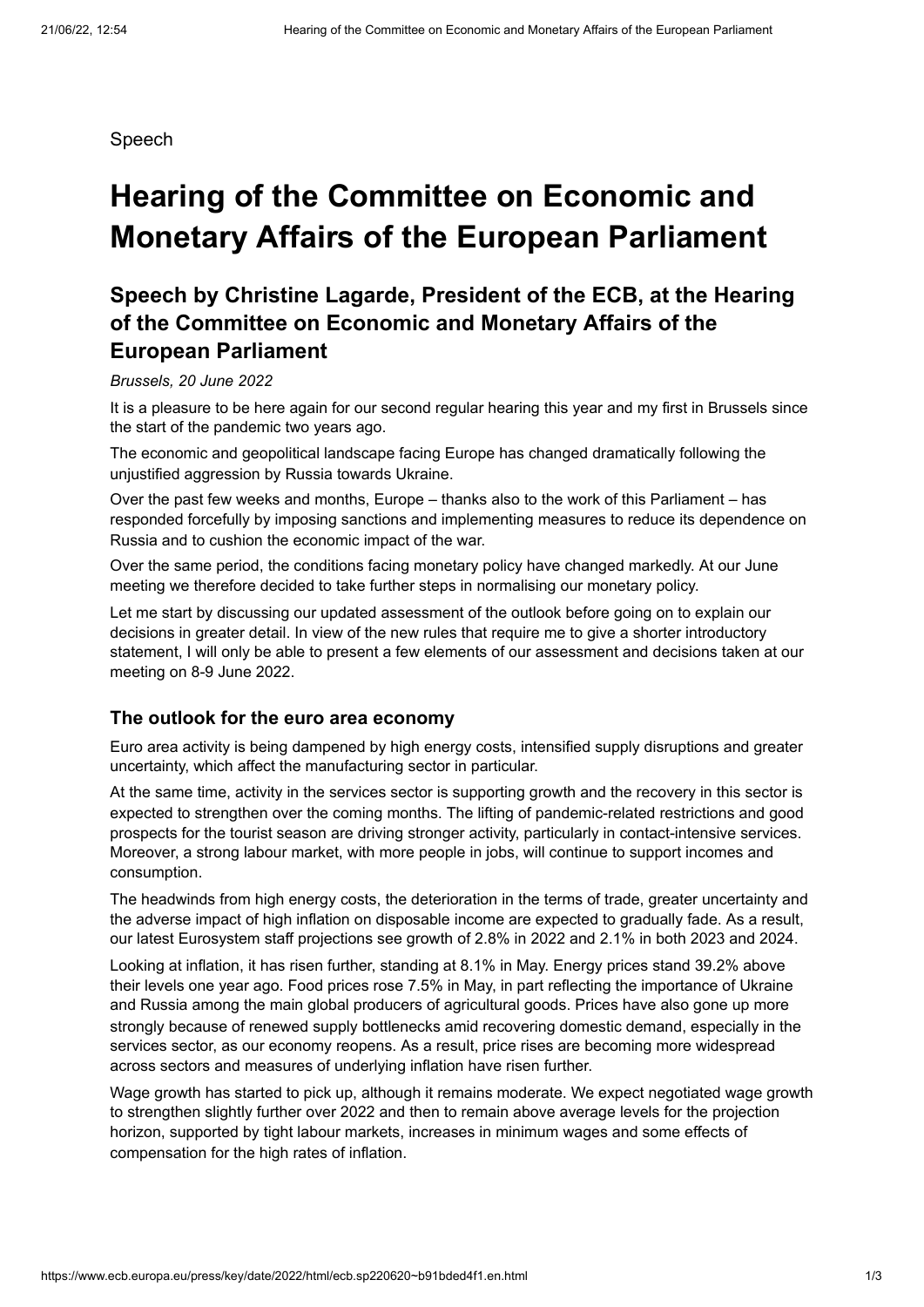Speech

# Hearing of the Committee on Economic and Monetary Affairs of the European Parliament

## Speech by Christine Lagarde, President of the ECB, at the Hearing of the Committee on Economic and Monetary Affairs of the European Parliament

*Brussels, 20 June 2022*

It is a pleasure to be here again for our second regular hearing this year and my first in Brussels since the start of the pandemic two years ago.

The economic and geopolitical landscape facing Europe has changed dramatically following the unjustified aggression by Russia towards Ukraine.

Over the past few weeks and months, Europe – thanks also to the work of this Parliament – has responded forcefully by imposing sanctions and implementing measures to reduce its dependence on Russia and to cushion the economic impact of the war.

Over the same period, the conditions facing monetary policy have changed markedly. At our June meeting we therefore decided to take further steps in normalising our monetary policy.

Let me start by discussing our updated assessment of the outlook before going on to explain our decisions in greater detail. In view of the new rules that require me to give a shorter introductory statement, I will only be able to present a few elements of our assessment and decisions taken at our meeting on 8-9 June 2022.

### The outlook for the euro area economy

Euro area activity is being dampened by high energy costs, intensified supply disruptions and greater uncertainty, which affect the manufacturing sector in particular.

At the same time, activity in the services sector is supporting growth and the recovery in this sector is expected to strengthen over the coming months. The lifting of pandemic-related restrictions and good prospects for the tourist season are driving stronger activity, particularly in contact-intensive services. Moreover, a strong labour market, with more people in jobs, will continue to support incomes and consumption.

The headwinds from high energy costs, the deterioration in the terms of trade, greater uncertainty and the adverse impact of high inflation on disposable income are expected to gradually fade. As a result, our latest Eurosystem staff projections see growth of 2.8% in 2022 and 2.1% in both 2023 and 2024.

Looking at inflation, it has risen further, standing at 8.1% in May. Energy prices stand 39.2% above their levels one year ago. Food prices rose 7.5% in May, in part reflecting the importance of Ukraine and Russia among the main global producers of agricultural goods. Prices have also gone up more strongly because of renewed supply bottlenecks amid recovering domestic demand, especially in the services sector, as our economy reopens. As a result, price rises are becoming more widespread across sectors and measures of underlying inflation have risen further.

Wage growth has started to pick up, although it remains moderate. We expect negotiated wage growth to strengthen slightly further over 2022 and then to remain above average levels for the projection horizon, supported by tight labour markets, increases in minimum wages and some effects of compensation for the high rates of inflation.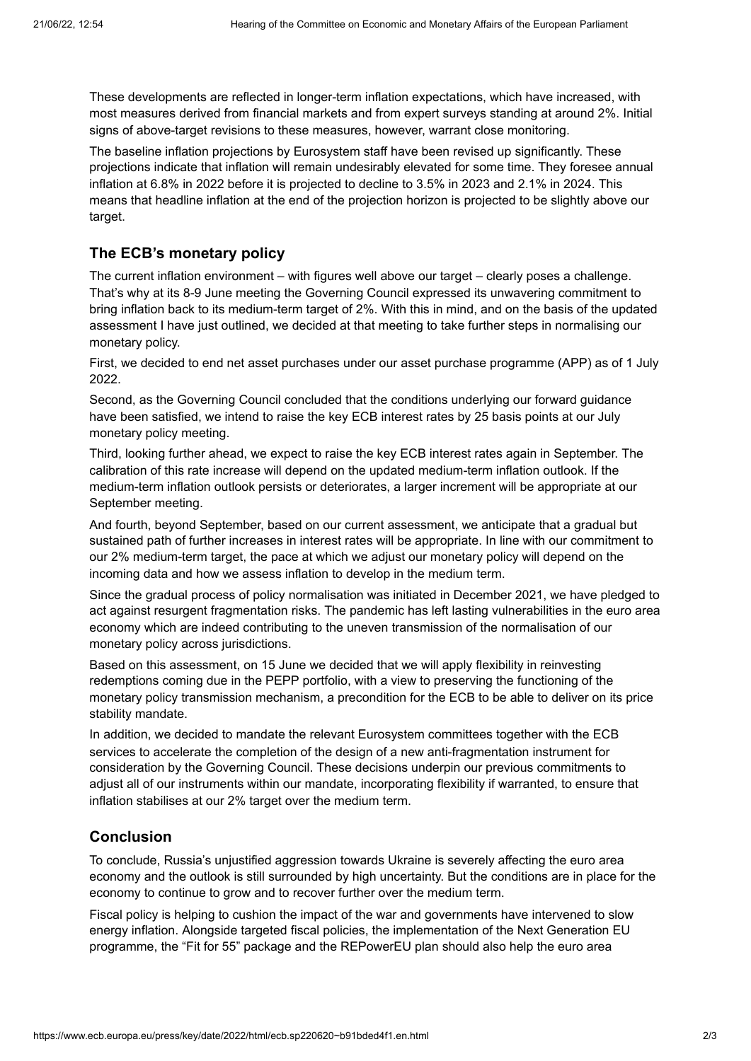These developments are reflected in longer-term inflation expectations, which have increased, with most measures derived from financial markets and from expert surveys standing at around 2%. Initial signs of above-target revisions to these measures, however, warrant close monitoring.

The baseline inflation projections by Eurosystem staff have been revised up significantly. These projections indicate that inflation will remain undesirably elevated for some time. They foresee annual inflation at 6.8% in 2022 before it is projected to decline to 3.5% in 2023 and 2.1% in 2024. This means that headline inflation at the end of the projection horizon is projected to be slightly above our target.

## The ECB's monetary policy

The current inflation environment – with figures well above our target – clearly poses a challenge. That's why at its 8-9 June meeting the Governing Council expressed its unwavering commitment to bring inflation back to its medium-term target of 2%. With this in mind, and on the basis of the updated assessment I have just outlined, we decided at that meeting to take further steps in normalising our monetary policy.

First, we decided to end net asset purchases under our asset purchase programme (APP) as of 1 July 2022.

Second, as the Governing Council concluded that the conditions underlying our forward guidance have been satisfied, we intend to raise the key ECB interest rates by 25 basis points at our July monetary policy meeting.

Third, looking further ahead, we expect to raise the key ECB interest rates again in September. The calibration of this rate increase will depend on the updated medium-term inflation outlook. If the medium-term inflation outlook persists or deteriorates, a larger increment will be appropriate at our September meeting.

And fourth, beyond September, based on our current assessment, we anticipate that a gradual but sustained path of further increases in interest rates will be appropriate. In line with our commitment to our 2% medium-term target, the pace at which we adjust our monetary policy will depend on the incoming data and how we assess inflation to develop in the medium term.

Since the gradual process of policy normalisation was initiated in December 2021, we have pledged to act against resurgent fragmentation risks. The pandemic has left lasting vulnerabilities in the euro area economy which are indeed contributing to the uneven transmission of the normalisation of our monetary policy across jurisdictions.

Based on this assessment, on 15 June we decided that we will apply flexibility in reinvesting redemptions coming due in the PEPP portfolio, with a view to preserving the functioning of the monetary policy transmission mechanism, a precondition for the ECB to be able to deliver on its price stability mandate.

In addition, we decided to mandate the relevant Eurosystem committees together with the ECB services to accelerate the completion of the design of a new anti-fragmentation instrument for consideration by the Governing Council. These decisions underpin our previous commitments to adjust all of our instruments within our mandate, incorporating flexibility if warranted, to ensure that inflation stabilises at our 2% target over the medium term.

## Conclusion

To conclude, Russia's unjustified aggression towards Ukraine is severely affecting the euro area economy and the outlook is still surrounded by high uncertainty. But the conditions are in place for the economy to continue to grow and to recover further over the medium term.

Fiscal policy is helping to cushion the impact of the war and governments have intervened to slow energy inflation. Alongside targeted fiscal policies, the implementation of the Next Generation EU programme, the "Fit for 55" package and the REPowerEU plan should also help the euro area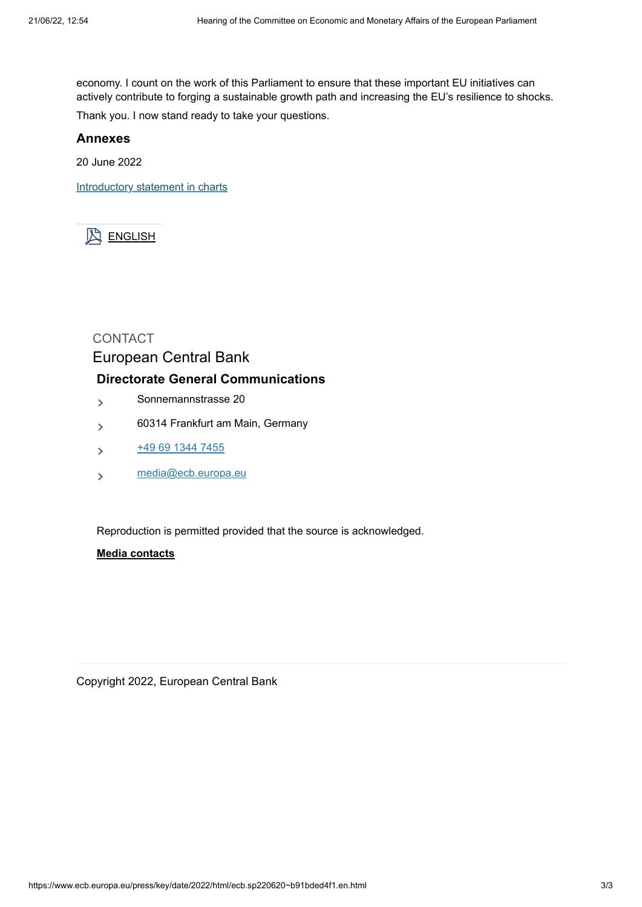economy. I count on the work of this Parliament to ensure that these important EU initiatives can actively contribute to forging a sustainable growth path and increasing the EU's resilience to shocks.

Thank you. I now stand ready to take your questions.

### Annexes

20 June 2022

Introductory statement in charts

ENGLISH

CONTACT

European Central Bank

**Directorate General Communications**

- Sonnemannstrasse 20
- 60314 Frankfurt am Main, Germany
- +49 69 1344 7455
- media@ecb.europa.eu

Reproduction is permitted provided that the source is acknowledged.

**Media contacts**

Copyright 2022, European Central Bank